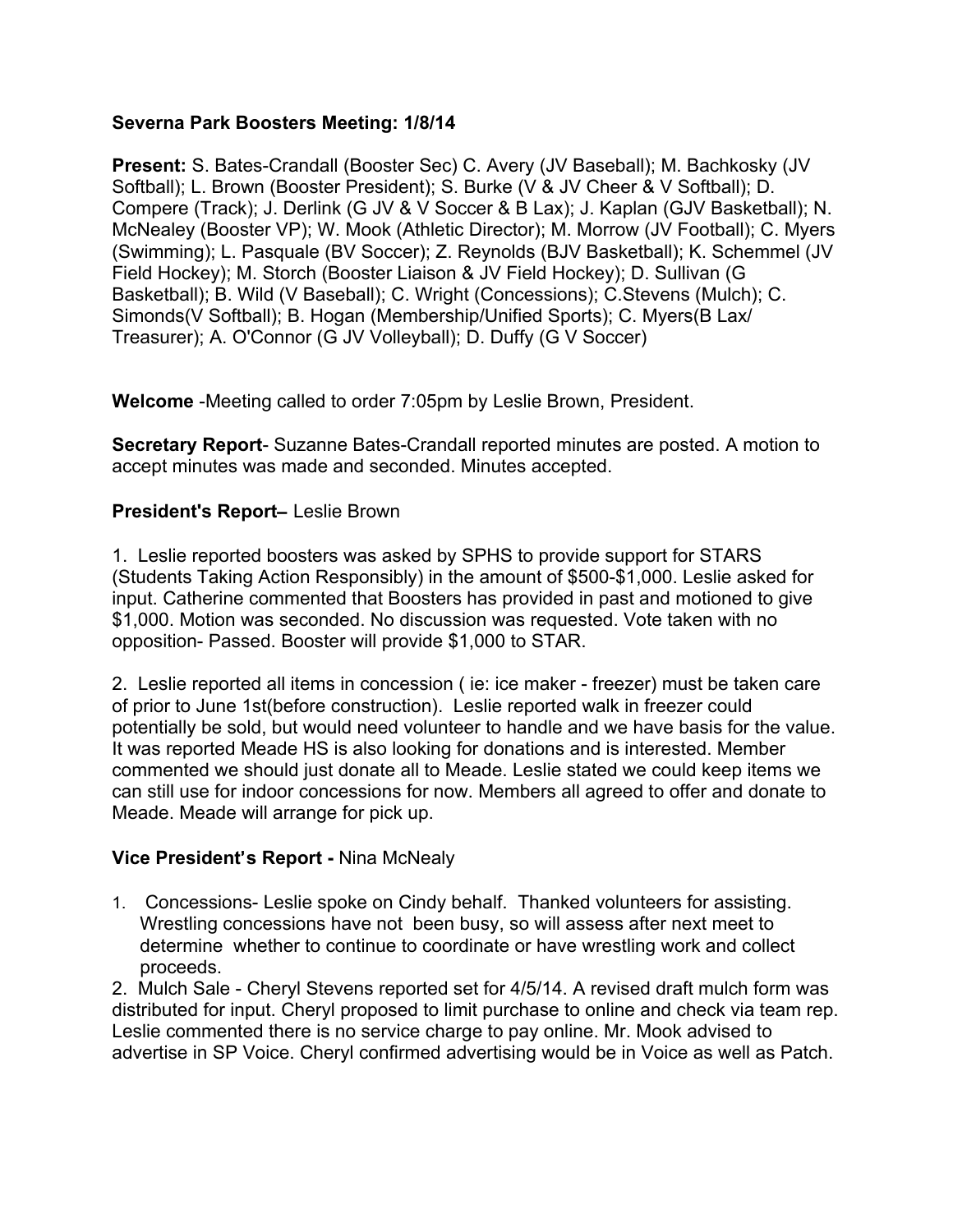**Severna Park Boosters Meeting: 1/8/14**

**Present:** S. Bates-Crandall (Booster Sec) C. Avery (JV Baseball); M. Bachkosky (JV Softball); L. Brown (Booster President); S. Burke (V & JV Cheer & V Softball); D. Compere (Track); J. Derlink (G JV & V Soccer & B Lax); J. Kaplan (GJV Basketball); N. McNealey (Booster VP); W. Mook (Athletic Director); M. Morrow (JV Football); C. Myers (Swimming); L. Pasquale (BV Soccer); Z. Reynolds (BJV Basketball); K. Schemmel (JV Field Hockey); M. Storch (Booster Liaison & JV Field Hockey); D. Sullivan (G Basketball); B. Wild (V Baseball); C. Wright (Concessions); C.Stevens (Mulch); C. Simonds(V Softball); B. Hogan (Membership/Unified Sports); C. Myers(B Lax/ Treasurer); A. O'Connor (G JV Volleyball); D. Duffy (G V Soccer)

**Welcome** -Meeting called to order 7:05pm by Leslie Brown, President.

**Secretary Report**- Suzanne Bates-Crandall reported minutes are posted. A motion to accept minutes was made and seconded. Minutes accepted.

**President's Report–** Leslie Brown

1. Leslie reported boosters was asked by SPHS to provide support for STARS (Students Taking Action Responsibly) in the amount of $500-$1,000. Leslie asked for input. Catherine commented that Boosters has provided in past and motioned to give $1,000. Motion was seconded. No discussion was requested. Vote taken with no opposition- Passed. Booster will provide $1,000 to STAR.

2. Leslie reported all items in concession ( ie: ice maker - freezer) must be taken care of prior to June 1st(before construction). Leslie reported walk in freezer could potentially be sold, but would need volunteer to handle and we have basis for the value. It was reported Meade HS is also looking for donations and is interested. Member commented we should just donate all to Meade. Leslie stated we could keep items we can still use for indoor concessions for now. Members all agreed to offer and donate to Meade. Meade will arrange for pick up.

**Vice President's Report -** Nina McNealy

1. Concessions- Leslie spoke on Cindy behalf. Thanked volunteers for assisting. Wrestling concessions have not been busy, so will assess after next meet to determine whether to continue to coordinate or have wrestling work and collect proceeds.

2. Mulch Sale - Cheryl Stevens reported set for 4/5/14. A revised draft mulch form was distributed for input. Cheryl proposed to limit purchase to online and check via team rep. Leslie commented there is no service charge to pay online. Mr. Mook advised to advertise in SP Voice. Cheryl confirmed advertising would be in Voice as well as Patch.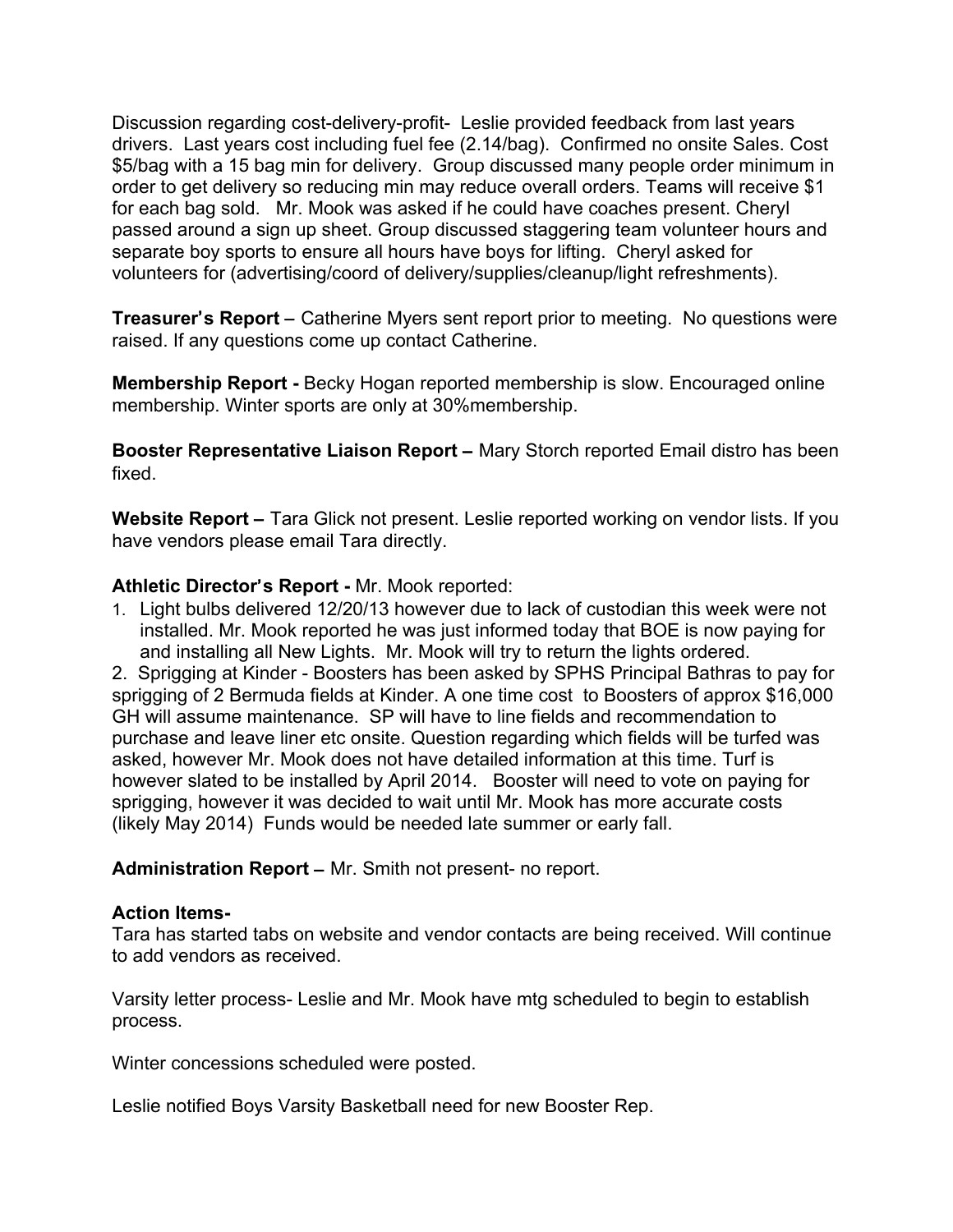Discussion regarding cost-delivery-profit- Leslie provided feedback from last years drivers. Last years cost including fuel fee (2.14/bag). Confirmed no onsite Sales. Cost $5/bag with a 15 bag min for delivery. Group discussed many people order minimum in order to get delivery so reducing min may reduce overall orders. Teams will receive $1 for each bag sold. Mr. Mook was asked if he could have coaches present. Cheryl passed around a sign up sheet. Group discussed staggering team volunteer hours and separate boy sports to ensure all hours have boys for lifting. Cheryl asked for volunteers for (advertising/coord of delivery/supplies/cleanup/light refreshments).

**Treasurer's Report –** Catherine Myers sent report prior to meeting. No questions were raised. If any questions come up contact Catherine.

**Membership Report -** Becky Hogan reported membership is slow. Encouraged online membership. Winter sports are only at 30%membership.

**Booster Representative Liaison Report –** Mary Storch reported Email distro has been fixed.

**Website Report –** Tara Glick not present. Leslie reported working on vendor lists. If you have vendors please email Tara directly.

**Athletic Director's Report -** Mr. Mook reported:

1. Light bulbs delivered 12/20/13 however due to lack of custodian this week were not installed. Mr. Mook reported he was just informed today that BOE is now paying for and installing all New Lights. Mr. Mook will try to return the lights ordered.
2. Sprigging at Kinder - Boosters has been asked by SPHS Principal Bathras to pay for sprigging of 2 Bermuda fields at Kinder. A one time cost to Boosters of approx $16,000 GH will assume maintenance. SP will have to line fields and recommendation to purchase and leave liner etc onsite. Question regarding which fields will be turfed was asked, however Mr. Mook does not have detailed information at this time. Turf is however slated to be installed by April 2014. Booster will need to vote on paying for sprigging, however it was decided to wait until Mr. Mook has more accurate costs (likely May 2014) Funds would be needed late summer or early fall.

**Administration Report –** Mr. Smith not present- no report.

**Action Items-**

Tara has started tabs on website and vendor contacts are being received. Will continue to add vendors as received.

Varsity letter process- Leslie and Mr. Mook have mtg scheduled to begin to establish process.

Winter concessions scheduled were posted.

Leslie notified Boys Varsity Basketball need for new Booster Rep.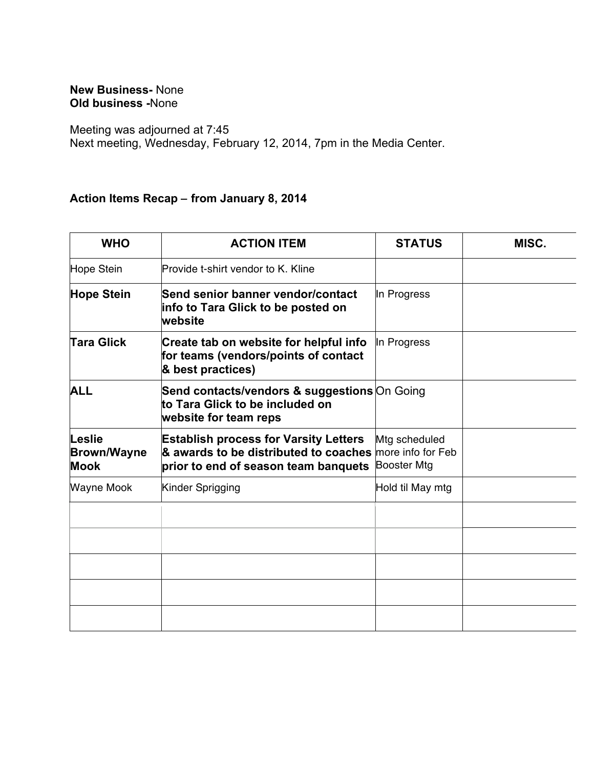**New Business-** None
**Old business -**None

Meeting was adjourned at 7:45
Next meeting, Wednesday, February 12, 2014, 7pm in the Media Center.

**Action Items Recap – from January 8, 2014**

| WHO | ACTION ITEM | STATUS | MISC. |
|---|---|---|---|
| Hope Stein | Provide t-shirt vendor to K. Kline | | |
| **Hope Stein** | **Send senior banner vendor/contact info to Tara Glick to be posted on website** | In Progress | |
| **Tara Glick** | **Create tab on website for helpful info for teams (vendors/points of contact & best practices)** | In Progress | |
| **ALL** | **Send contacts/vendors & suggestions to Tara Glick to be included on website for team reps** | On Going | |
| **Leslie Brown/Wayne Mook** | **Establish process for Varsity Letters & awards to be distributed to coaches prior to end of season team banquets** | Mtg scheduled more info for Feb Booster Mtg | |
| Wayne Mook | Kinder Sprigging | Hold til May mtg | |
| | | | |
| | | | |
| | | | |
| | | | |
| | | | |